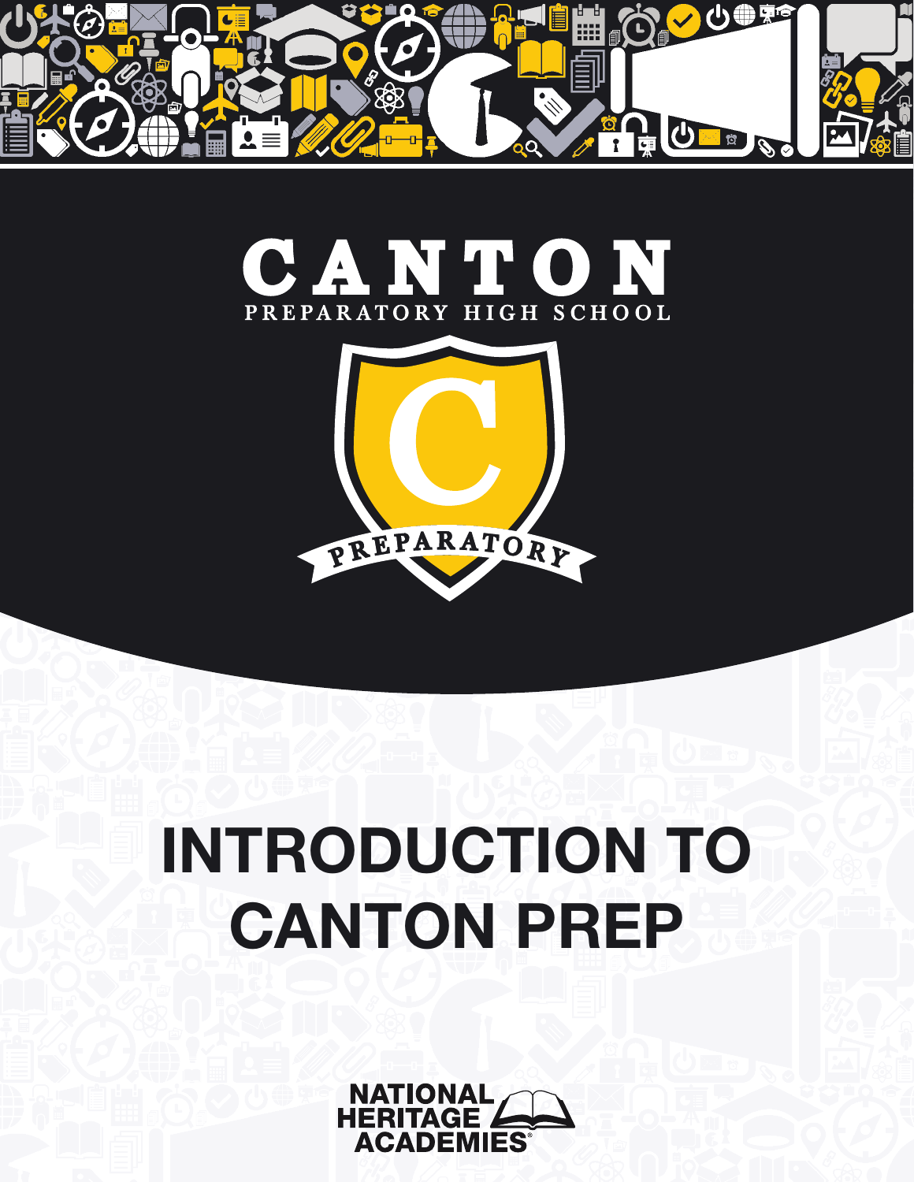CANTON

PREPARATORY HIGH SCHOOL

PREPARATORY

# INTRODUCTION TO CANTON PREP

NATIONAL HERITAGE ACADEMIES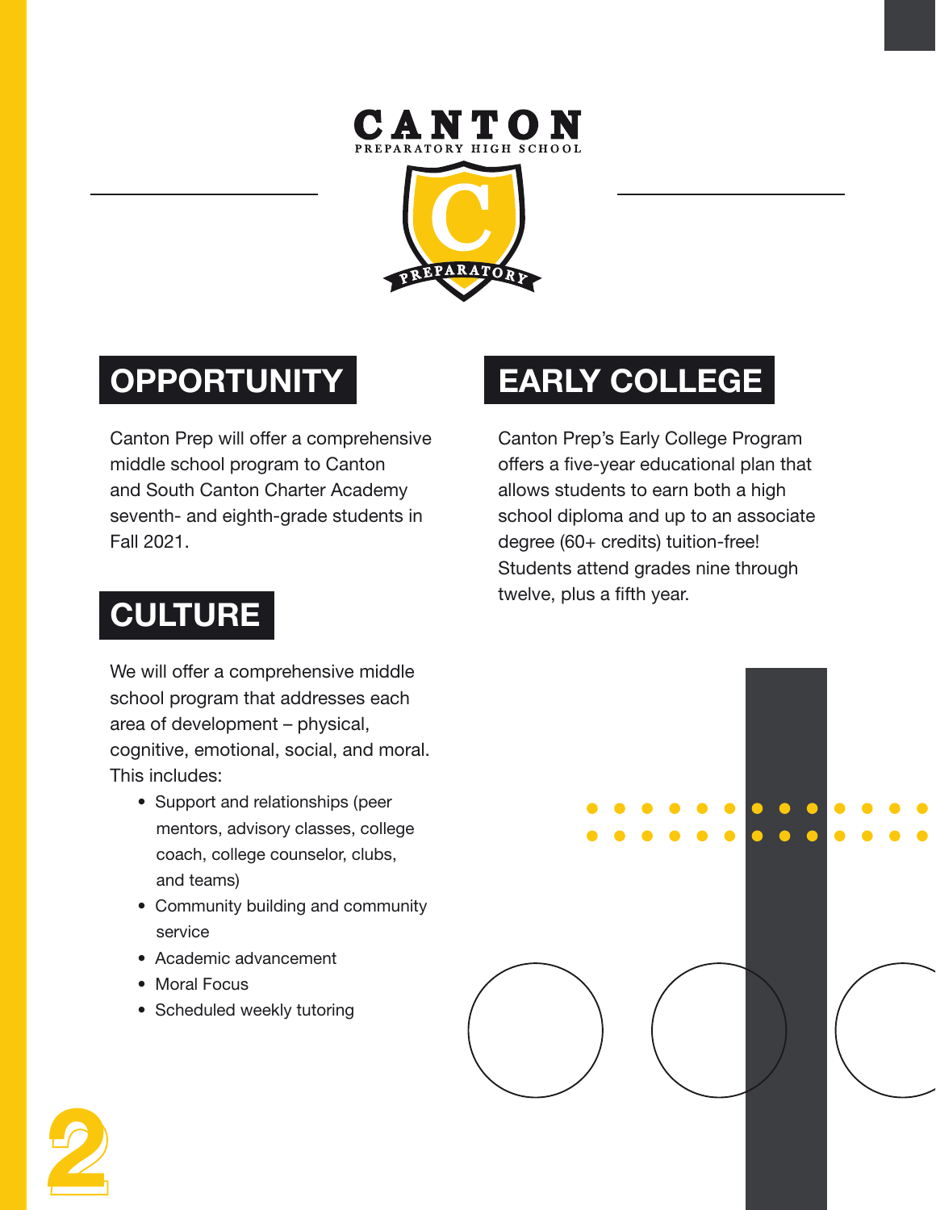CANTON
PREPARATORY HIGH SCHOOL

## OPPORTUNITY

Canton Prep will offer a comprehensive middle school program to Canton and South Canton Charter Academy seventh- and eighth-grade students in Fall 2021.

## CULTURE

We will offer a comprehensive middle school program that addresses each area of development – physical, cognitive, emotional, social, and moral. This includes:

- Support and relationships (peer mentors, advisory classes, college coach, college counselor, clubs, and teams)
- Community building and community service
- Academic advancement
- Moral Focus
- Scheduled weekly tutoring

## EARLY COLLEGE

Canton Prep's Early College Program offers a five-year educational plan that allows students to earn both a high school diploma and up to an associate degree (60+ credits) tuition-free! Students attend grades nine through twelve, plus a fifth year.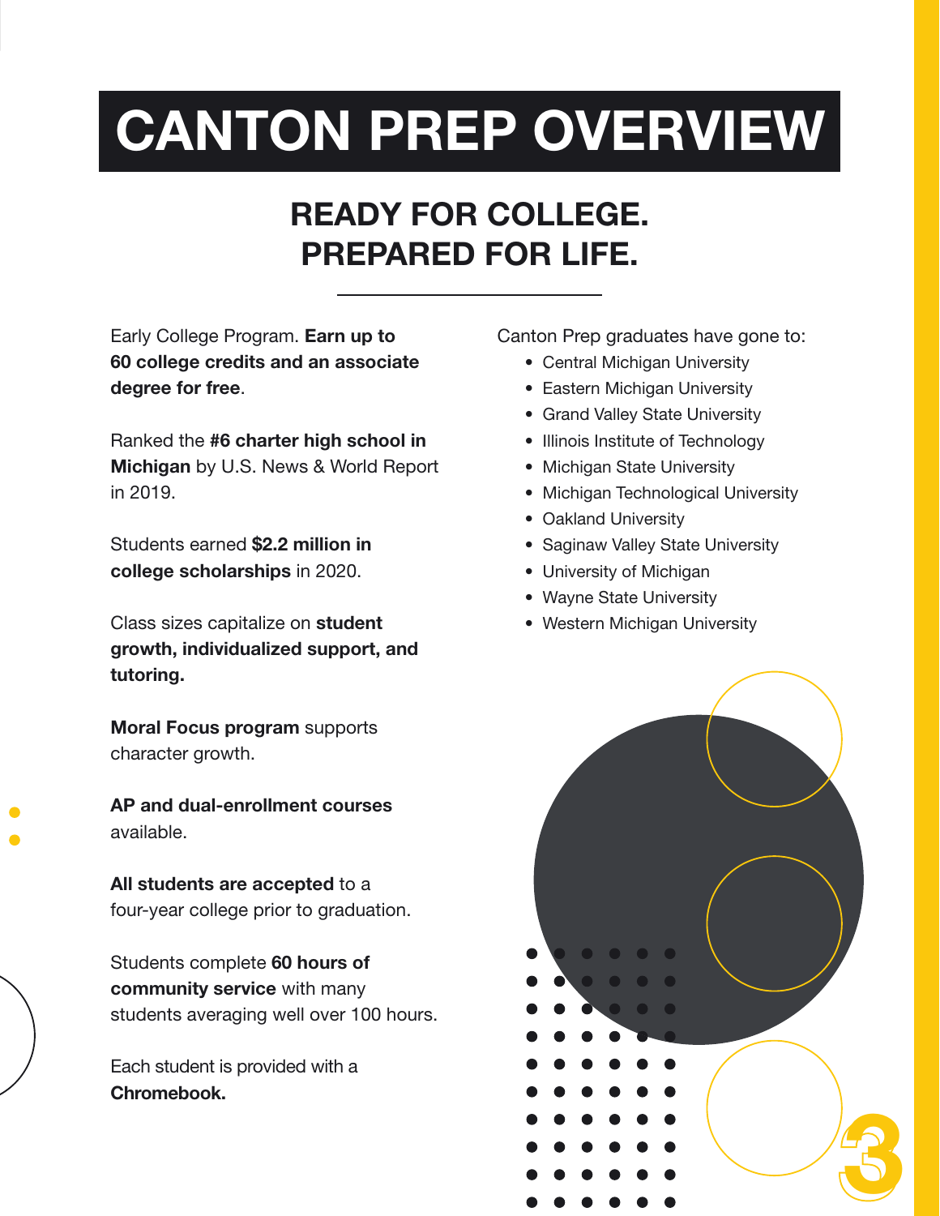# CANTON PREP OVERVIEW

## READY FOR COLLEGE. PREPARED FOR LIFE.

Early College Program. **Earn up to 60 college credits and an associate degree for free**.

Ranked the **#6 charter high school in Michigan** by U.S. News & World Report in 2019.

Students earned **$2.2 million in college scholarships** in 2020.

Class sizes capitalize on **student growth, individualized support, and tutoring.**

**Moral Focus program** supports character growth.

**AP and dual-enrollment courses** available.

**All students are accepted** to a four-year college prior to graduation.

Students complete **60 hours of community service** with many students averaging well over 100 hours.

Each student is provided with a **Chromebook.**

Canton Prep graduates have gone to:

- Central Michigan University
- Eastern Michigan University
- Grand Valley State University
- Illinois Institute of Technology
- Michigan State University
- Michigan Technological University
- Oakland University
- Saginaw Valley State University
- University of Michigan
- Wayne State University
- Western Michigan University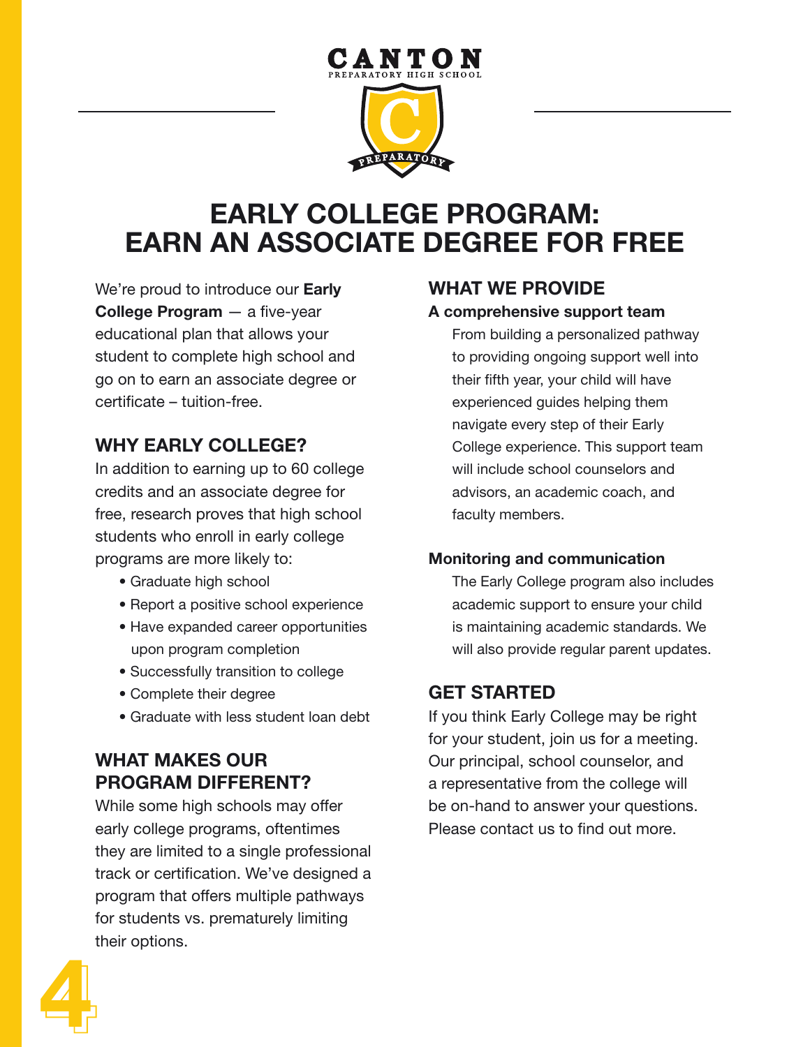# EARLY COLLEGE PROGRAM: EARN AN ASSOCIATE DEGREE FOR FREE

We're proud to introduce our **Early College Program** — a five-year educational plan that allows your student to complete high school and go on to earn an associate degree or certificate – tuition-free.

## WHY EARLY COLLEGE?

In addition to earning up to 60 college credits and an associate degree for free, research proves that high school students who enroll in early college programs are more likely to:

- Graduate high school
- Report a positive school experience
- Have expanded career opportunities upon program completion
- Successfully transition to college
- Complete their degree
- Graduate with less student loan debt

## WHAT MAKES OUR PROGRAM DIFFERENT?

While some high schools may offer early college programs, oftentimes they are limited to a single professional track or certification. We've designed a program that offers multiple pathways for students vs. prematurely limiting their options.

## WHAT WE PROVIDE

### A comprehensive support team

From building a personalized pathway to providing ongoing support well into their fifth year, your child will have experienced guides helping them navigate every step of their Early College experience. This support team will include school counselors and advisors, an academic coach, and faculty members.

### Monitoring and communication

The Early College program also includes academic support to ensure your child is maintaining academic standards. We will also provide regular parent updates.

## GET STARTED

If you think Early College may be right for your student, join us for a meeting. Our principal, school counselor, and a representative from the college will be on-hand to answer your questions. Please contact us to find out more.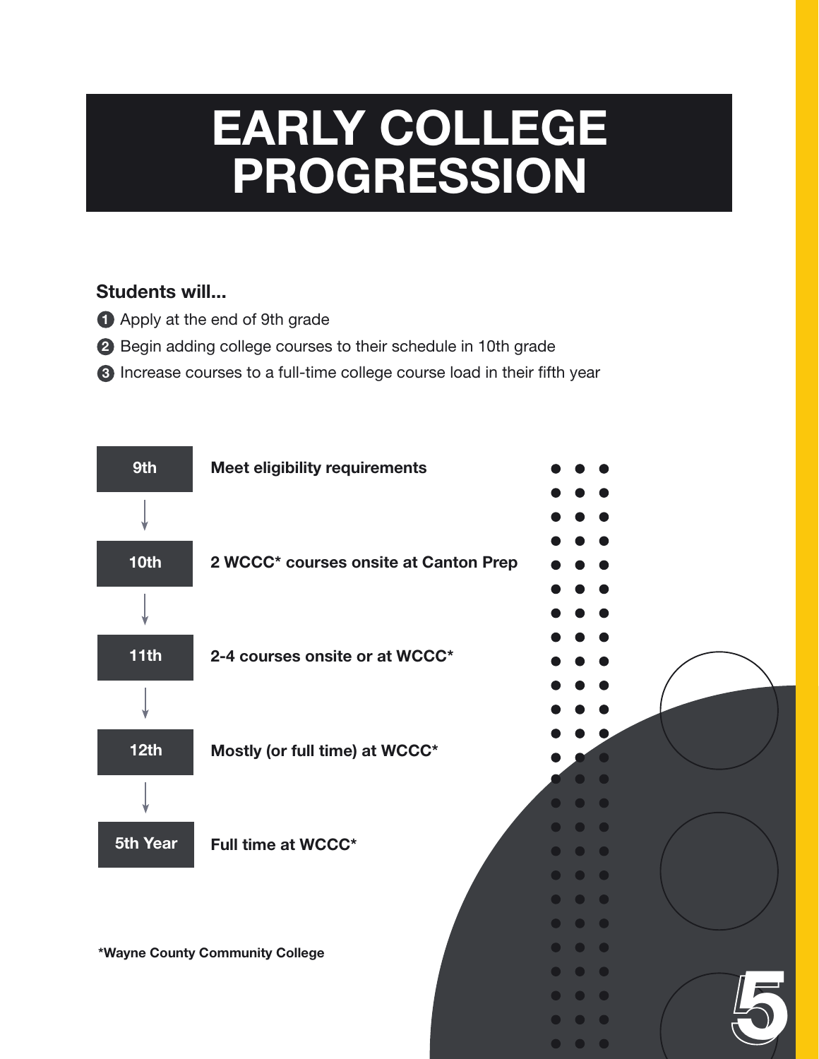# EARLY COLLEGE PROGRESSION

**Students will...**

1. Apply at the end of 9th grade
2. Begin adding college courses to their schedule in 10th grade
3. Increase courses to a full-time college course load in their fifth year

| Year | Progression |
|---|---|
| 9th | **Meet eligibility requirements** |
| 10th | **2 WCCC* courses onsite at Canton Prep** |
| 11th | **2-4 courses onsite or at WCCC*** |
| 12th | **Mostly (or full time) at WCCC*** |
| 5th Year | **Full time at WCCC*** |

**\*Wayne County Community College**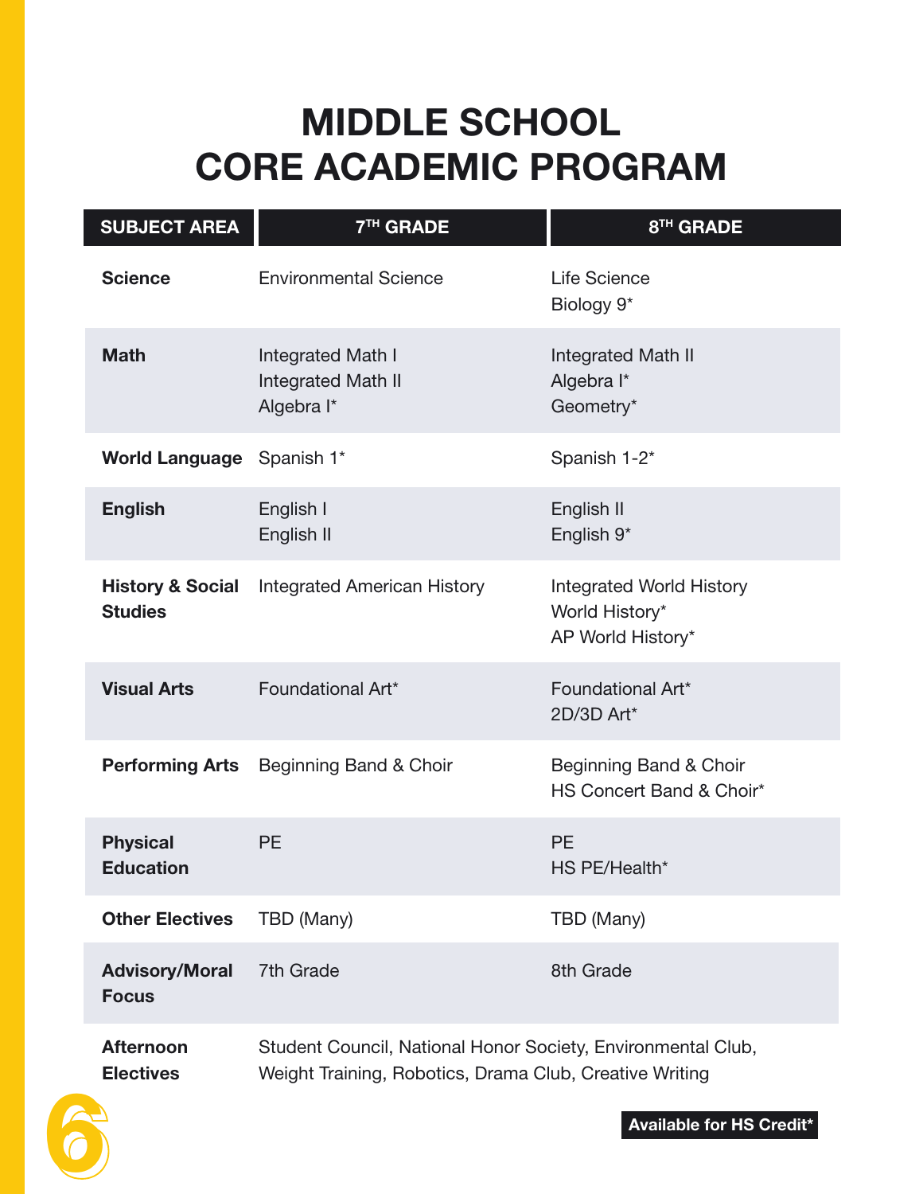# MIDDLE SCHOOL CORE ACADEMIC PROGRAM

| SUBJECT AREA | 7TH GRADE | 8TH GRADE |
|---|---|---|
| **Science** | Environmental Science | Life Science<br>Biology 9* |
| **Math** | Integrated Math I<br>Integrated Math II<br>Algebra I* | Integrated Math II<br>Algebra I*<br>Geometry* |
| **World Language** | Spanish 1* | Spanish 1-2* |
| **English** | English I<br>English II | English II<br>English 9* |
| **History & Social Studies** | Integrated American History | Integrated World History<br>World History*<br>AP World History* |
| **Visual Arts** | Foundational Art* | Foundational Art*<br>2D/3D Art* |
| **Performing Arts** | Beginning Band & Choir | Beginning Band & Choir<br>HS Concert Band & Choir* |
| **Physical Education** | PE | PE<br>HS PE/Health* |
| **Other Electives** | TBD (Many) | TBD (Many) |
| **Advisory/Moral Focus** | 7th Grade | 8th Grade |
| **Afternoon Electives** | Student Council, National Honor Society, Environmental Club, Weight Training, Robotics, Drama Club, Creative Writing | |

**Available for HS Credit***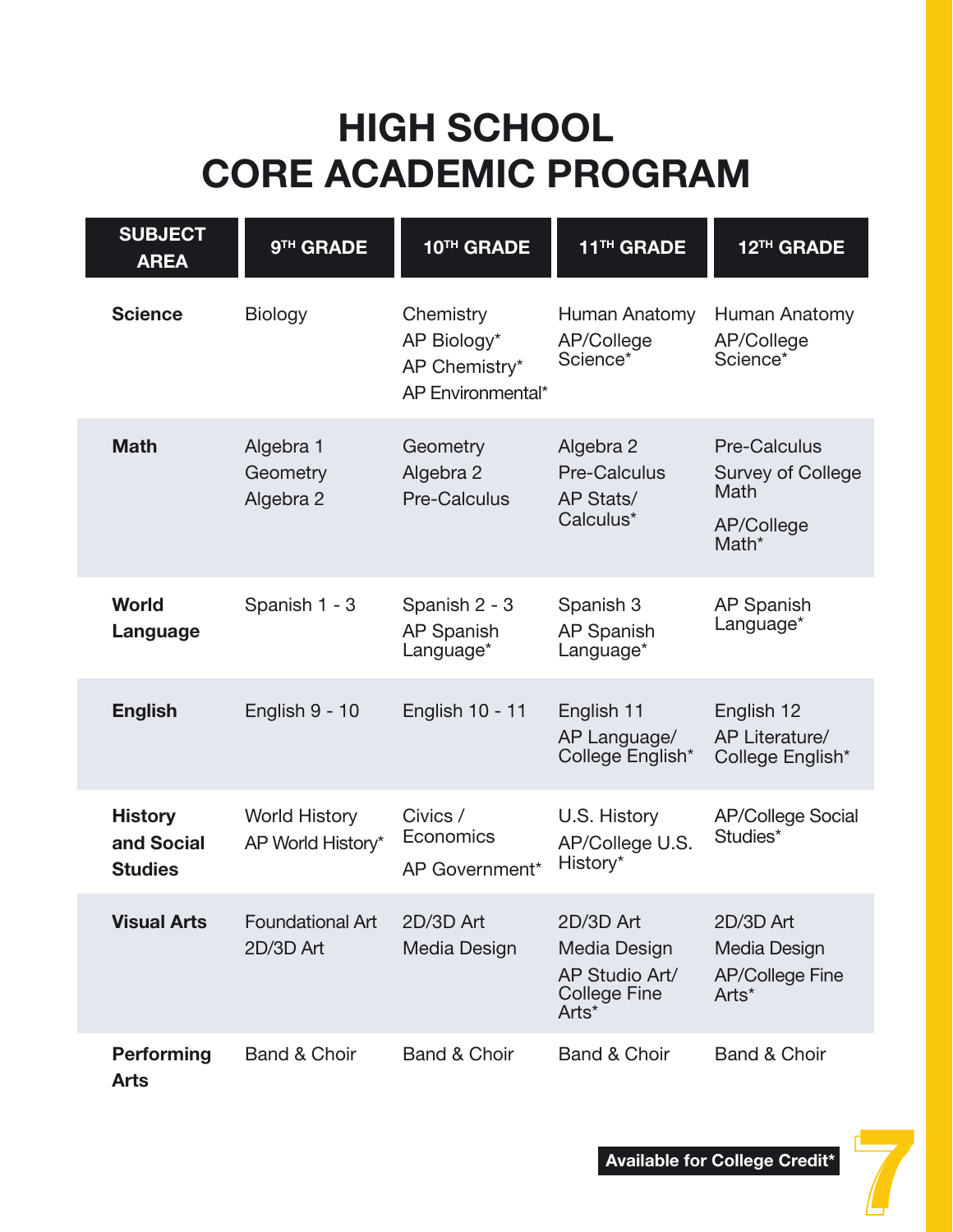# HIGH SCHOOL CORE ACADEMIC PROGRAM

| SUBJECT AREA | 9TH GRADE | 10TH GRADE | 11TH GRADE | 12TH GRADE |
|---|---|---|---|---|
| **Science** | Biology | Chemistry<br>AP Biology*<br>AP Chemistry*<br>AP Environmental* | Human Anatomy<br>AP/College Science* | Human Anatomy<br>AP/College Science* |
| **Math** | Algebra 1<br>Geometry<br>Algebra 2 | Geometry<br>Algebra 2<br>Pre-Calculus | Algebra 2<br>Pre-Calculus<br>AP Stats/ Calculus* | Pre-Calculus<br>Survey of College Math<br>AP/College Math* |
| **World Language** | Spanish 1 - 3 | Spanish 2 - 3<br>AP Spanish Language* | Spanish 3<br>AP Spanish Language* | AP Spanish Language* |
| **English** | English 9 - 10 | English 10 - 11 | English 11<br>AP Language/ College English* | English 12<br>AP Literature/ College English* |
| **History and Social Studies** | World History<br>AP World History* | Civics / Economics<br>AP Government* | U.S. History<br>AP/College U.S. History* | AP/College Social Studies* |
| **Visual Arts** | Foundational Art<br>2D/3D Art | 2D/3D Art<br>Media Design | 2D/3D Art<br>Media Design<br>AP Studio Art/ College Fine Arts* | 2D/3D Art<br>Media Design<br>AP/College Fine Arts* |
| **Performing Arts** | Band & Choir | Band & Choir | Band & Choir | Band & Choir |

**Available for College Credit***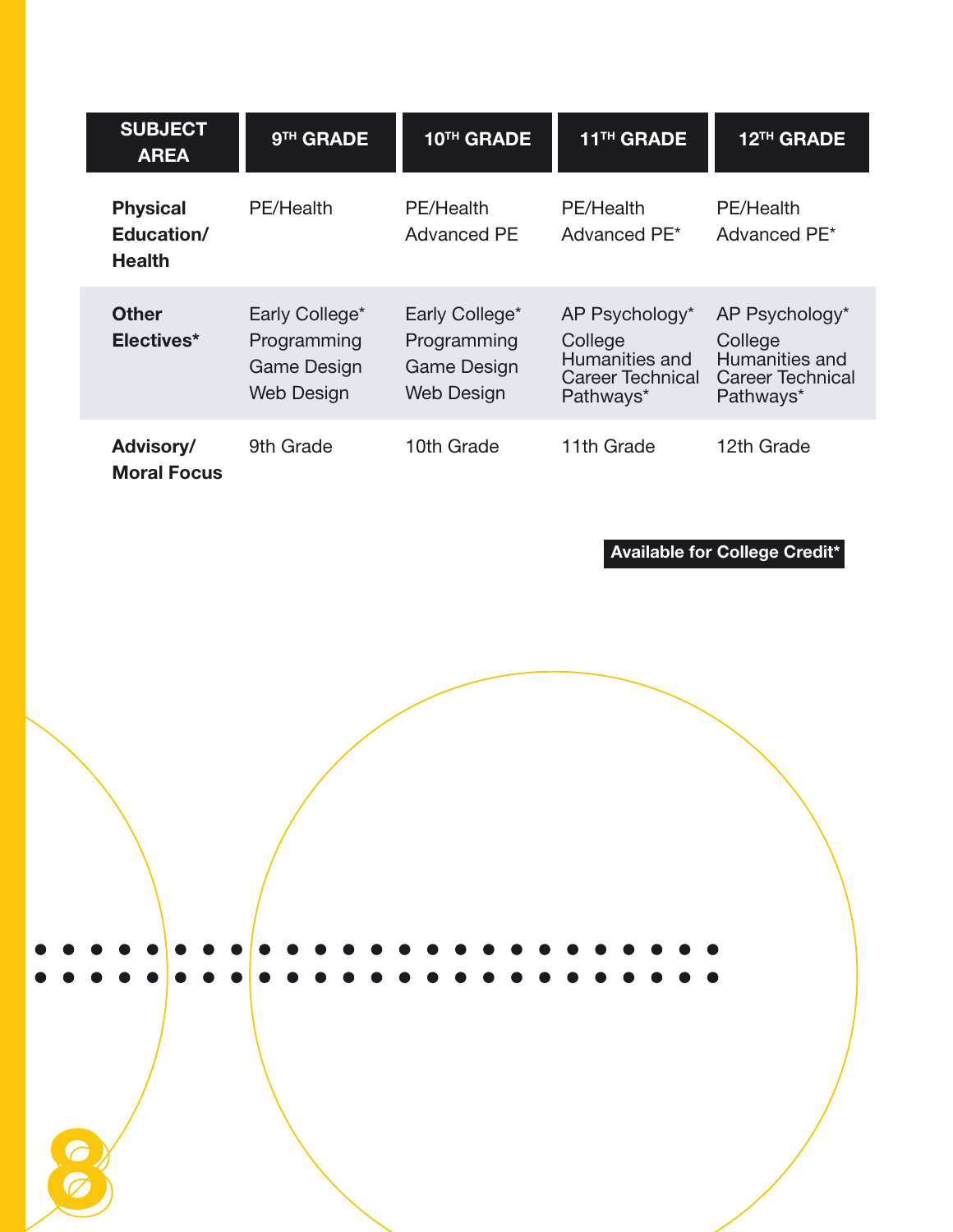| SUBJECT AREA | 9TH GRADE | 10TH GRADE | 11TH GRADE | 12TH GRADE |
|---|---|---|---|---|
| **Physical Education/ Health** | PE/Health | PE/Health<br>Advanced PE | PE/Health<br>Advanced PE* | PE/Health<br>Advanced PE* |
| **Other Electives*** | Early College*<br>Programming<br>Game Design<br>Web Design | Early College*<br>Programming<br>Game Design<br>Web Design | AP Psychology*<br>College Humanities and Career Technical Pathways* | AP Psychology*<br>College Humanities and Career Technical Pathways* |
| **Advisory/ Moral Focus** | 9th Grade | 10th Grade | 11th Grade | 12th Grade |

**Available for College Credit***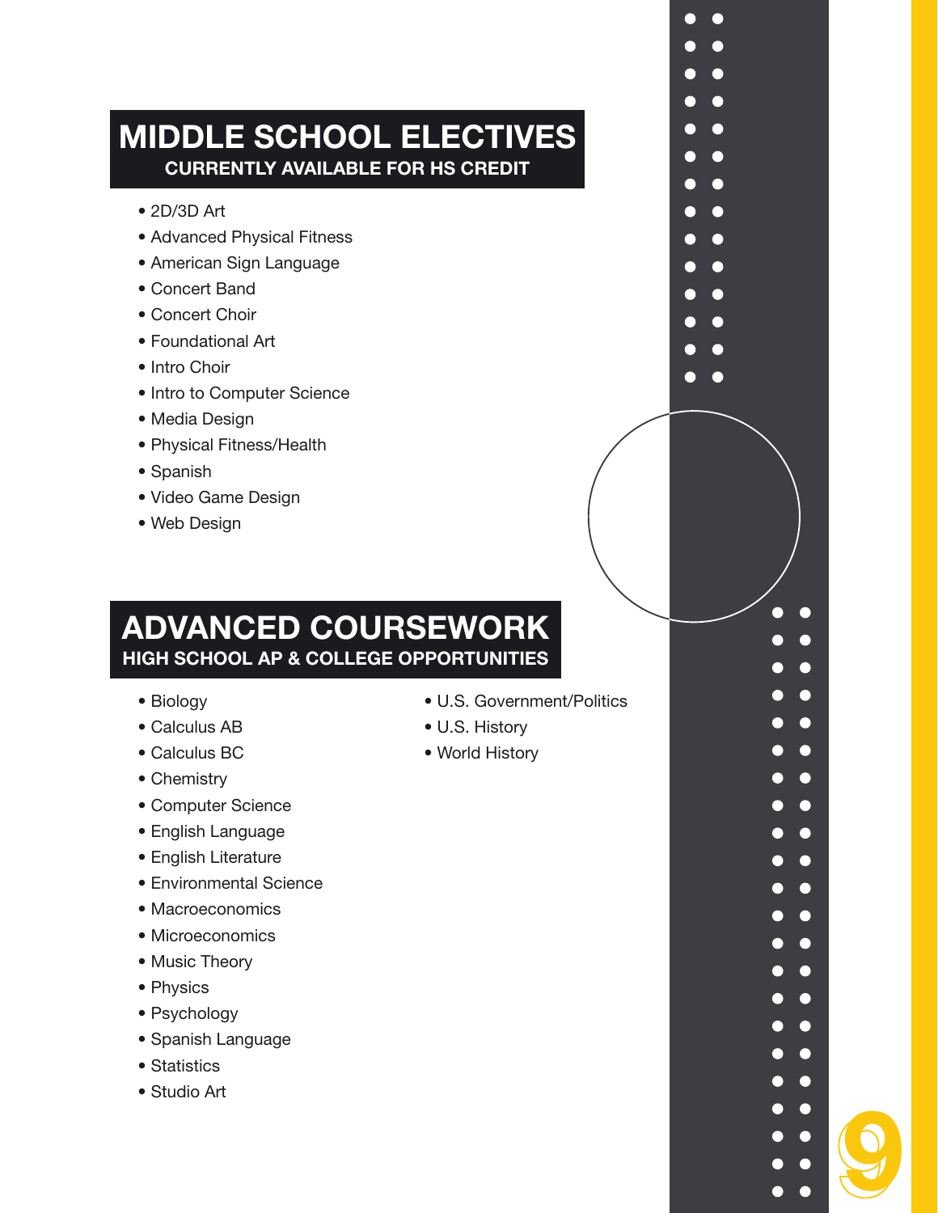## MIDDLE SCHOOL ELECTIVES

**CURRENTLY AVAILABLE FOR HS CREDIT**

- 2D/3D Art
- Advanced Physical Fitness
- American Sign Language
- Concert Band
- Concert Choir
- Foundational Art
- Intro Choir
- Intro to Computer Science
- Media Design
- Physical Fitness/Health
- Spanish
- Video Game Design
- Web Design

## ADVANCED COURSEWORK

**HIGH SCHOOL AP & COLLEGE OPPORTUNITIES**

- Biology
- Calculus AB
- Calculus BC
- Chemistry
- Computer Science
- English Language
- English Literature
- Environmental Science
- Macroeconomics
- Microeconomics
- Music Theory
- Physics
- Psychology
- Spanish Language
- Statistics
- Studio Art
- U.S. Government/Politics
- U.S. History
- World History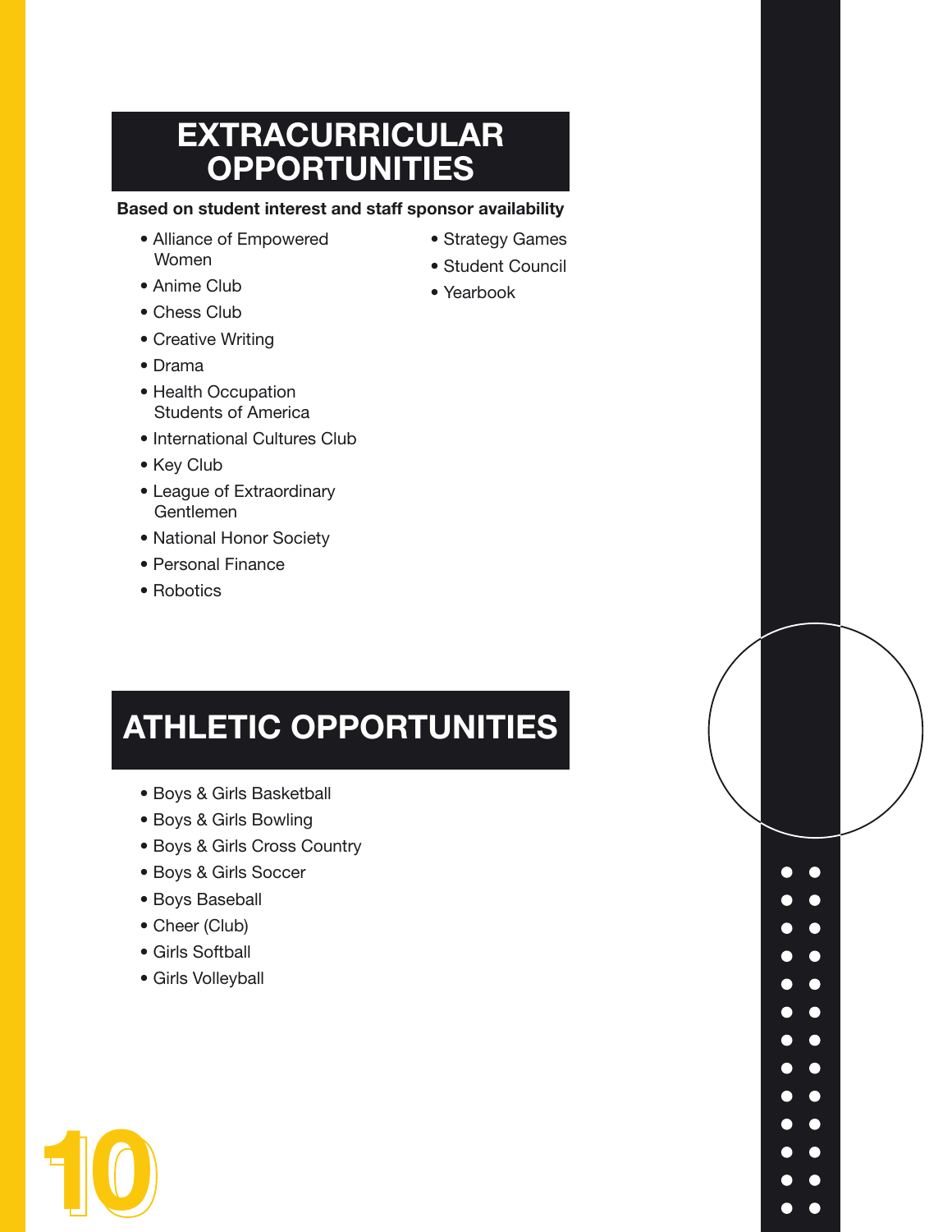# EXTRACURRICULAR OPPORTUNITIES

**Based on student interest and staff sponsor availability**

- Alliance of Empowered Women
- Anime Club
- Chess Club
- Creative Writing
- Drama
- Health Occupation Students of America
- International Cultures Club
- Key Club
- League of Extraordinary Gentlemen
- National Honor Society
- Personal Finance
- Robotics
- Strategy Games
- Student Council
- Yearbook

# ATHLETIC OPPORTUNITIES

- Boys & Girls Basketball
- Boys & Girls Bowling
- Boys & Girls Cross Country
- Boys & Girls Soccer
- Boys Baseball
- Cheer (Club)
- Girls Softball
- Girls Volleyball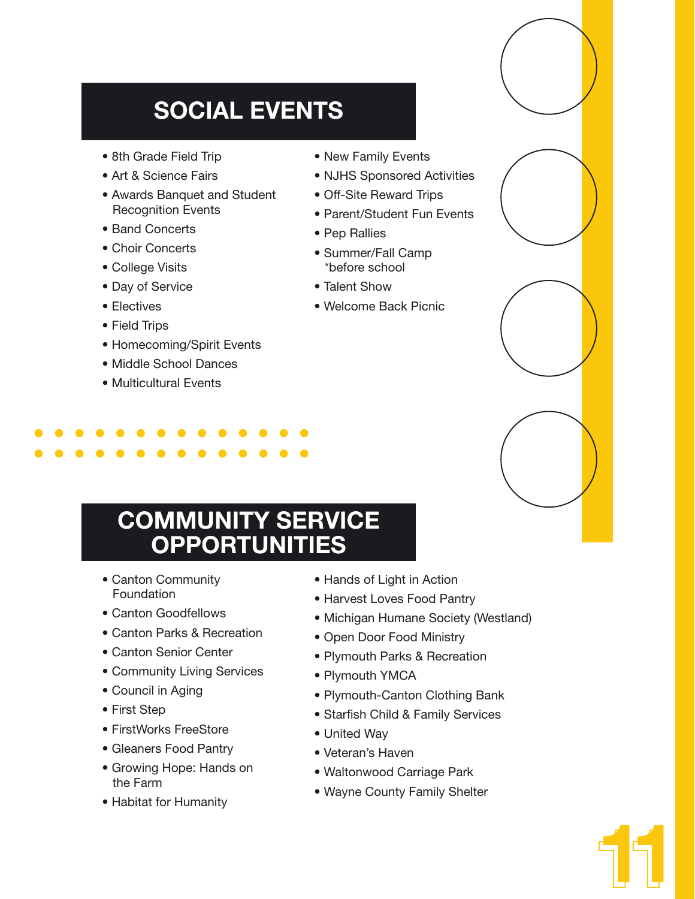## SOCIAL EVENTS

- 8th Grade Field Trip
- Art & Science Fairs
- Awards Banquet and Student Recognition Events
- Band Concerts
- Choir Concerts
- College Visits
- Day of Service
- Electives
- Field Trips
- Homecoming/Spirit Events
- Middle School Dances
- Multicultural Events
- New Family Events
- NJHS Sponsored Activities
- Off-Site Reward Trips
- Parent/Student Fun Events
- Pep Rallies
- Summer/Fall Camp *before school
- Talent Show
- Welcome Back Picnic

## COMMUNITY SERVICE OPPORTUNITIES

- Canton Community Foundation
- Canton Goodfellows
- Canton Parks & Recreation
- Canton Senior Center
- Community Living Services
- Council in Aging
- First Step
- FirstWorks FreeStore
- Gleaners Food Pantry
- Growing Hope: Hands on the Farm
- Habitat for Humanity
- Hands of Light in Action
- Harvest Loves Food Pantry
- Michigan Humane Society (Westland)
- Open Door Food Ministry
- Plymouth Parks & Recreation
- Plymouth YMCA
- Plymouth-Canton Clothing Bank
- Starfish Child & Family Services
- United Way
- Veteran's Haven
- Waltonwood Carriage Park
- Wayne County Family Shelter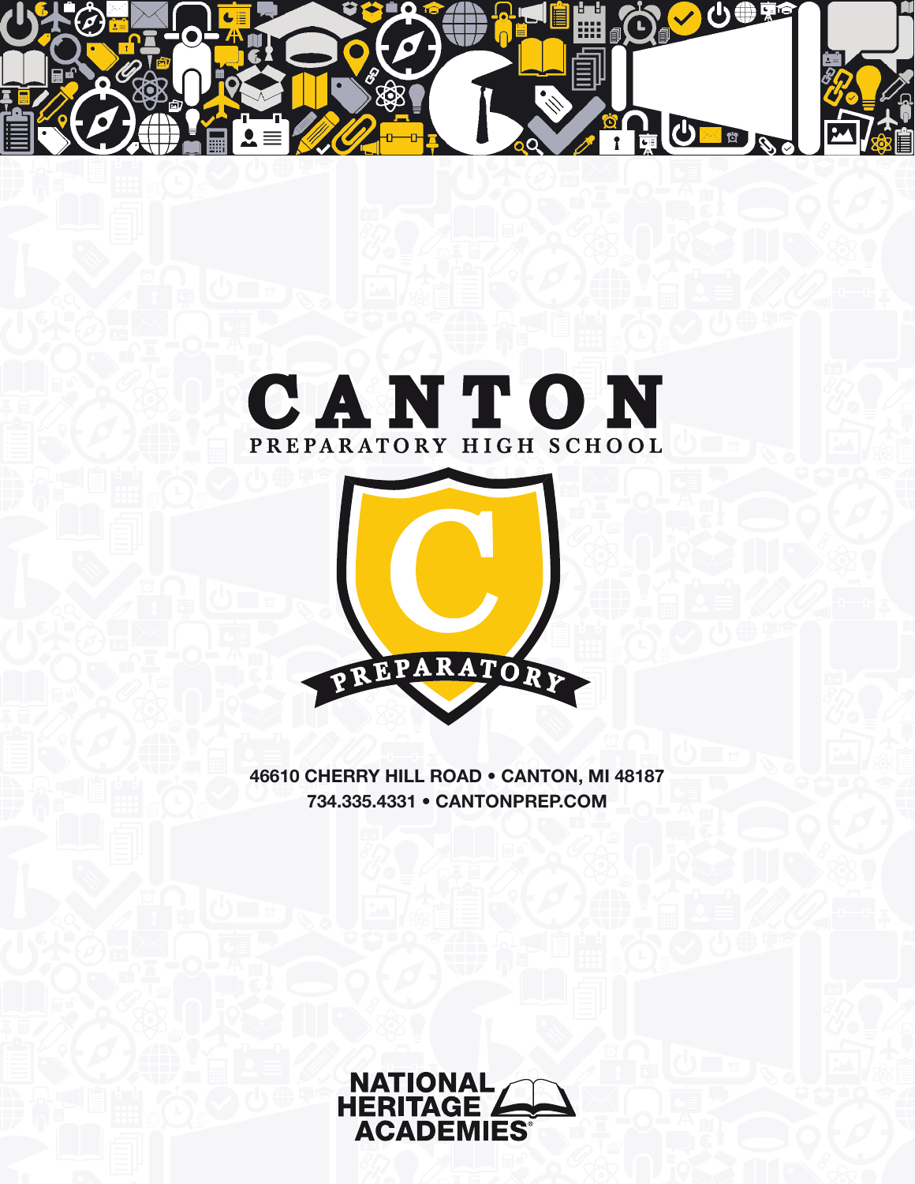# CANTON

PREPARATORY HIGH SCHOOL

PREPARATORY

46610 CHERRY HILL ROAD • CANTON, MI 48187

734.335.4331 • CANTONPREP.COM

NATIONAL HERITAGE ACADEMIES®